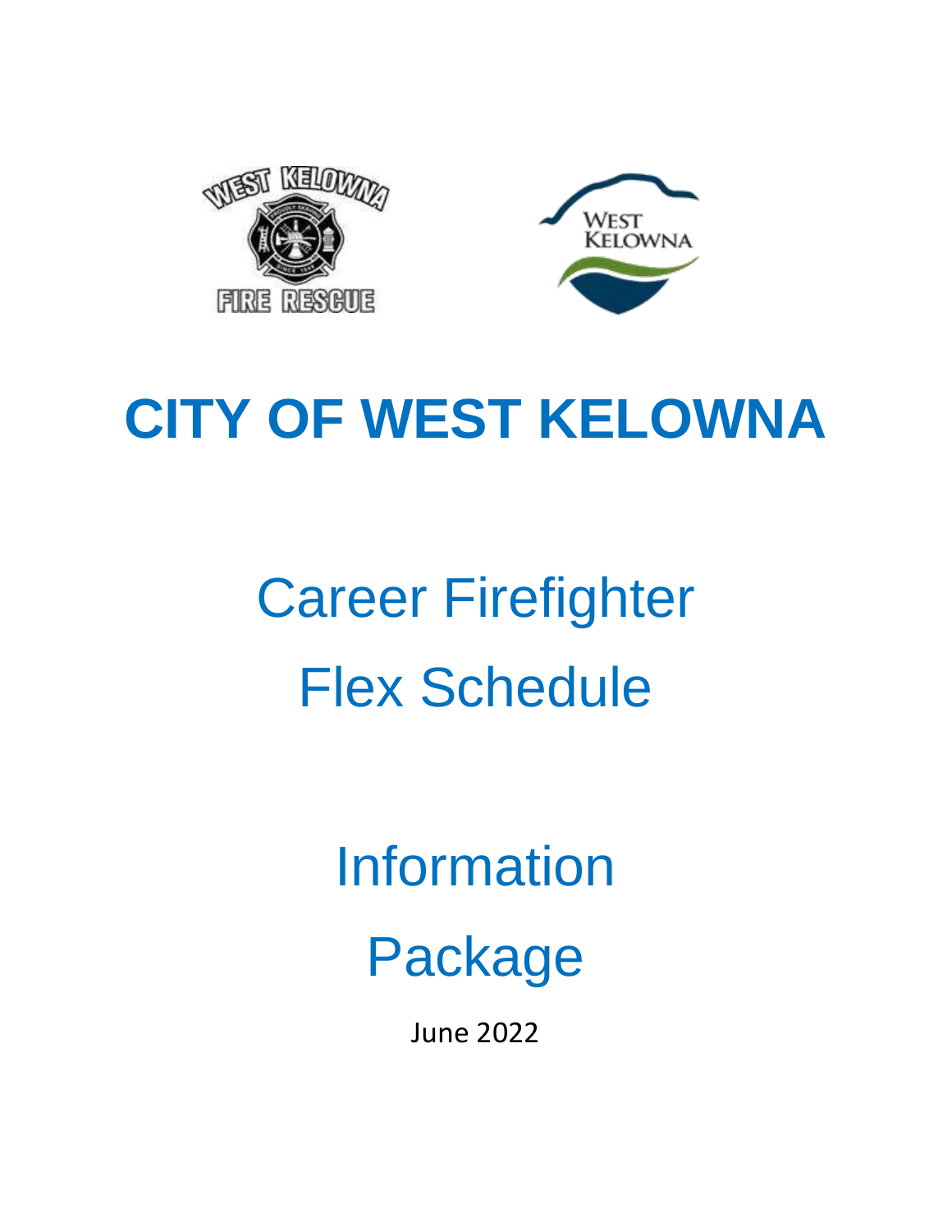# CITY OF WEST KELOWNA

## Career Firefighter Flex Schedule

## Information Package

June 2022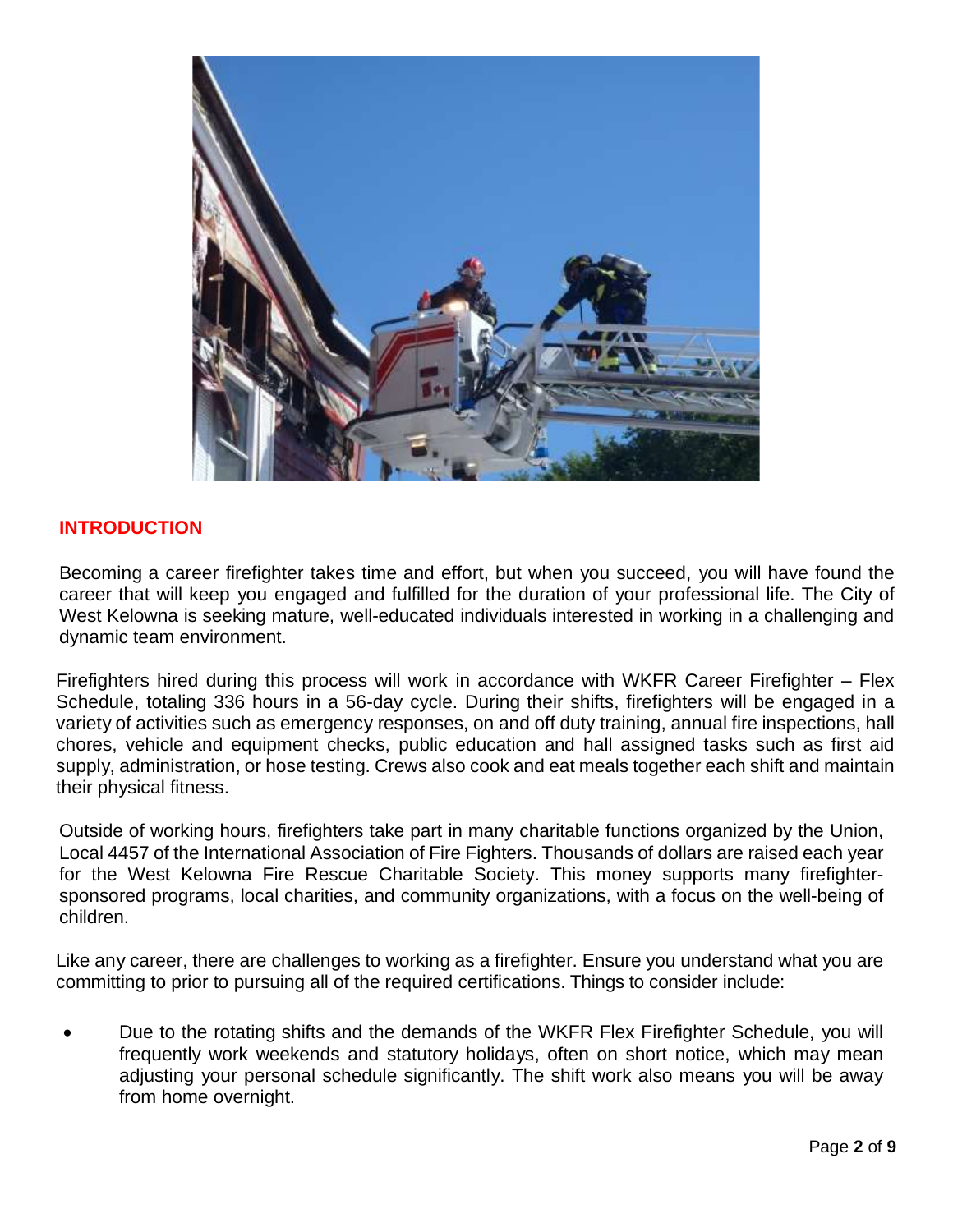## INTRODUCTION

Becoming a career firefighter takes time and effort, but when you succeed, you will have found the career that will keep you engaged and fulfilled for the duration of your professional life. The City of West Kelowna is seeking mature, well-educated individuals interested in working in a challenging and dynamic team environment.

Firefighters hired during this process will work in accordance with WKFR Career Firefighter – Flex Schedule, totaling 336 hours in a 56-day cycle. During their shifts, firefighters will be engaged in a variety of activities such as emergency responses, on and off duty training, annual fire inspections, hall chores, vehicle and equipment checks, public education and hall assigned tasks such as first aid supply, administration, or hose testing. Crews also cook and eat meals together each shift and maintain their physical fitness.

Outside of working hours, firefighters take part in many charitable functions organized by the Union, Local 4457 of the International Association of Fire Fighters. Thousands of dollars are raised each year for the West Kelowna Fire Rescue Charitable Society. This money supports many firefighter-sponsored programs, local charities, and community organizations, with a focus on the well-being of children.

Like any career, there are challenges to working as a firefighter. Ensure you understand what you are committing to prior to pursuing all of the required certifications. Things to consider include:

- Due to the rotating shifts and the demands of the WKFR Flex Firefighter Schedule, you will frequently work weekends and statutory holidays, often on short notice, which may mean adjusting your personal schedule significantly. The shift work also means you will be away from home overnight.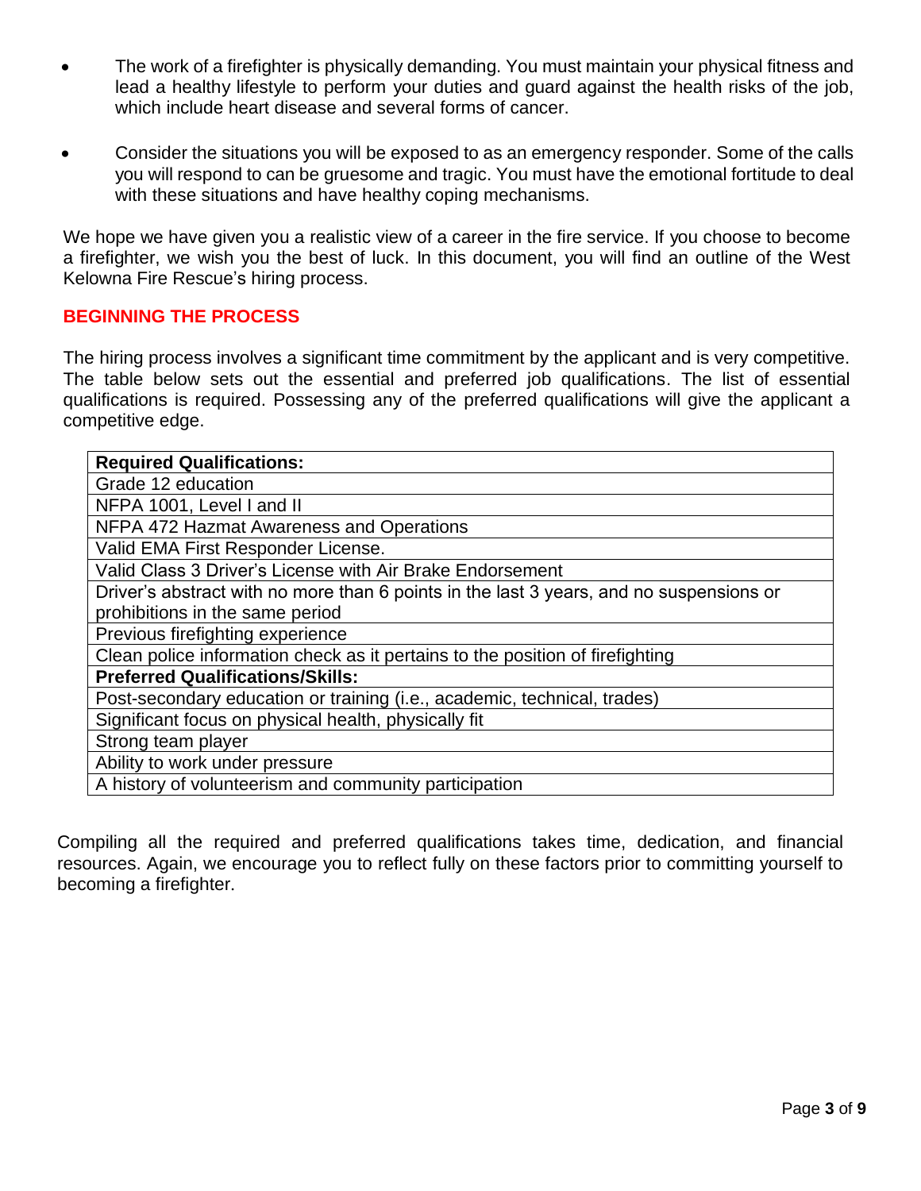- The work of a firefighter is physically demanding. You must maintain your physical fitness and lead a healthy lifestyle to perform your duties and guard against the health risks of the job, which include heart disease and several forms of cancer.

- Consider the situations you will be exposed to as an emergency responder. Some of the calls you will respond to can be gruesome and tragic. You must have the emotional fortitude to deal with these situations and have healthy coping mechanisms.

We hope we have given you a realistic view of a career in the fire service. If you choose to become a firefighter, we wish you the best of luck. In this document, you will find an outline of the West Kelowna Fire Rescue's hiring process.

## BEGINNING THE PROCESS

The hiring process involves a significant time commitment by the applicant and is very competitive. The table below sets out the essential and preferred job qualifications. The list of essential qualifications is required. Possessing any of the preferred qualifications will give the applicant a competitive edge.

| **Required Qualifications:** |
|---|
| Grade 12 education |
| NFPA 1001, Level I and II |
| NFPA 472 Hazmat Awareness and Operations |
| Valid EMA First Responder License. |
| Valid Class 3 Driver's License with Air Brake Endorsement |
| Driver's abstract with no more than 6 points in the last 3 years, and no suspensions or prohibitions in the same period |
| Previous firefighting experience |
| Clean police information check as it pertains to the position of firefighting |
| **Preferred Qualifications/Skills:** |
| Post-secondary education or training (i.e., academic, technical, trades) |
| Significant focus on physical health, physically fit |
| Strong team player |
| Ability to work under pressure |
| A history of volunteerism and community participation |

Compiling all the required and preferred qualifications takes time, dedication, and financial resources. Again, we encourage you to reflect fully on these factors prior to committing yourself to becoming a firefighter.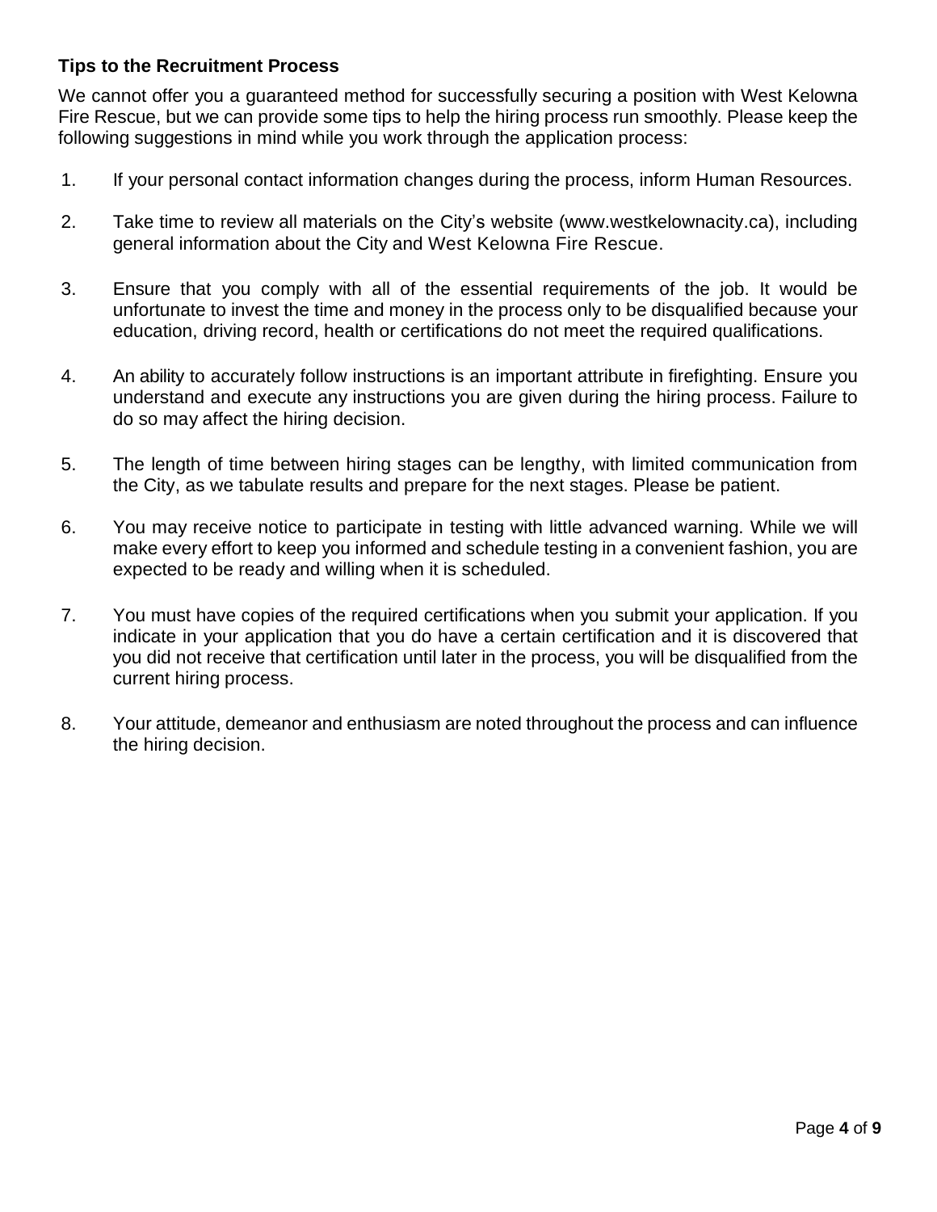### Tips to the Recruitment Process

We cannot offer you a guaranteed method for successfully securing a position with West Kelowna Fire Rescue, but we can provide some tips to help the hiring process run smoothly. Please keep the following suggestions in mind while you work through the application process:

1. If your personal contact information changes during the process, inform Human Resources.

2. Take time to review all materials on the City's website (www.westkelownacity.ca), including general information about the City and West Kelowna Fire Rescue.

3. Ensure that you comply with all of the essential requirements of the job. It would be unfortunate to invest the time and money in the process only to be disqualified because your education, driving record, health or certifications do not meet the required qualifications.

4. An ability to accurately follow instructions is an important attribute in firefighting. Ensure you understand and execute any instructions you are given during the hiring process. Failure to do so may affect the hiring decision.

5. The length of time between hiring stages can be lengthy, with limited communication from the City, as we tabulate results and prepare for the next stages. Please be patient.

6. You may receive notice to participate in testing with little advanced warning. While we will make every effort to keep you informed and schedule testing in a convenient fashion, you are expected to be ready and willing when it is scheduled.

7. You must have copies of the required certifications when you submit your application. If you indicate in your application that you do have a certain certification and it is discovered that you did not receive that certification until later in the process, you will be disqualified from the current hiring process.

8. Your attitude, demeanor and enthusiasm are noted throughout the process and can influence the hiring decision.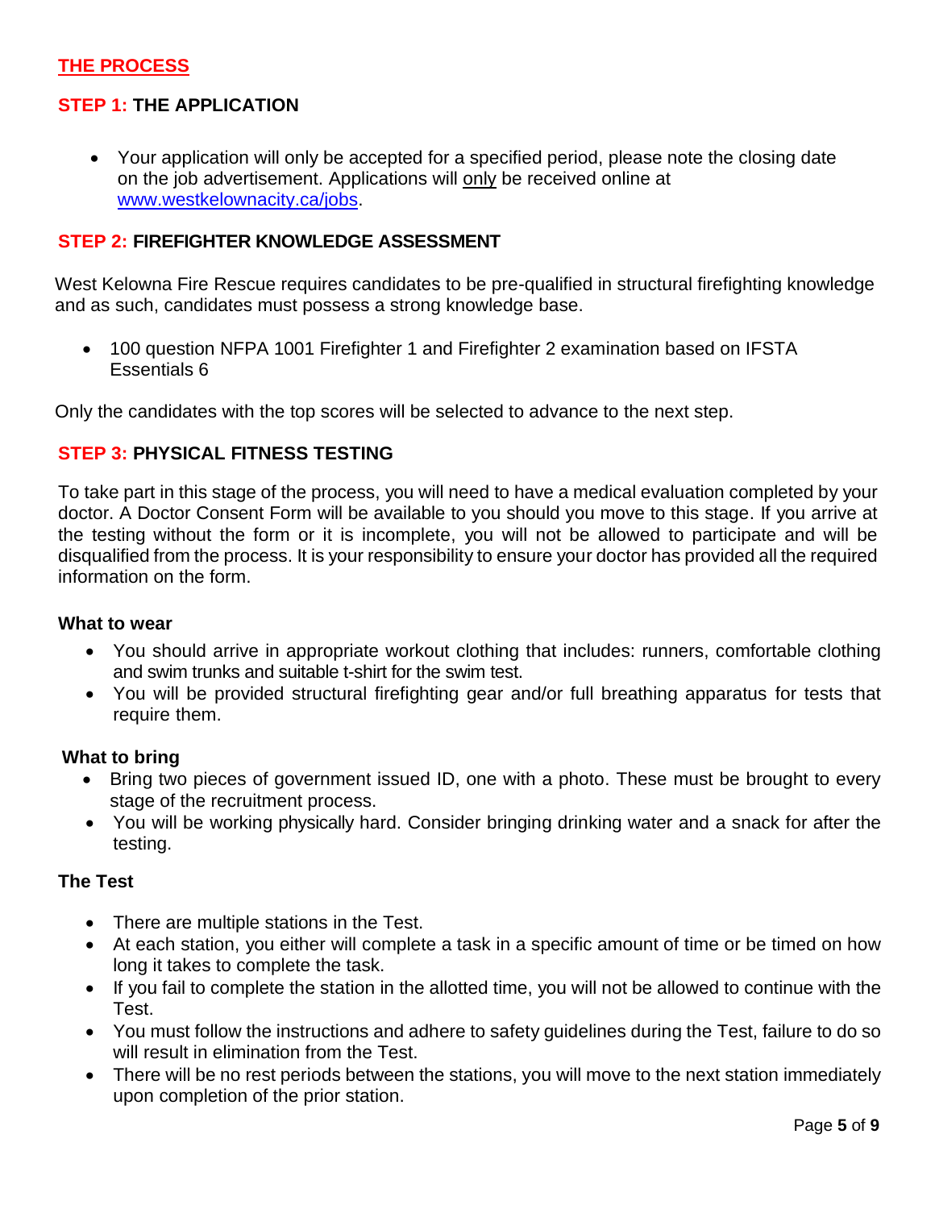## THE PROCESS

### STEP 1: THE APPLICATION

- Your application will only be accepted for a specified period, please note the closing date on the job advertisement. Applications will only be received online at www.westkelownacity.ca/jobs.

### STEP 2: FIREFIGHTER KNOWLEDGE ASSESSMENT

West Kelowna Fire Rescue requires candidates to be pre-qualified in structural firefighting knowledge and as such, candidates must possess a strong knowledge base.

- 100 question NFPA 1001 Firefighter 1 and Firefighter 2 examination based on IFSTA Essentials 6

Only the candidates with the top scores will be selected to advance to the next step.

### STEP 3: PHYSICAL FITNESS TESTING

To take part in this stage of the process, you will need to have a medical evaluation completed by your doctor. A Doctor Consent Form will be available to you should you move to this stage. If you arrive at the testing without the form or it is incomplete, you will not be allowed to participate and will be disqualified from the process. It is your responsibility to ensure your doctor has provided all the required information on the form.

**What to wear**

- You should arrive in appropriate workout clothing that includes: runners, comfortable clothing and swim trunks and suitable t-shirt for the swim test.
- You will be provided structural firefighting gear and/or full breathing apparatus for tests that require them.

**What to bring**

- Bring two pieces of government issued ID, one with a photo. These must be brought to every stage of the recruitment process.
- You will be working physically hard. Consider bringing drinking water and a snack for after the testing.

**The Test**

- There are multiple stations in the Test.
- At each station, you either will complete a task in a specific amount of time or be timed on how long it takes to complete the task.
- If you fail to complete the station in the allotted time, you will not be allowed to continue with the Test.
- You must follow the instructions and adhere to safety guidelines during the Test, failure to do so will result in elimination from the Test.
- There will be no rest periods between the stations, you will move to the next station immediately upon completion of the prior station.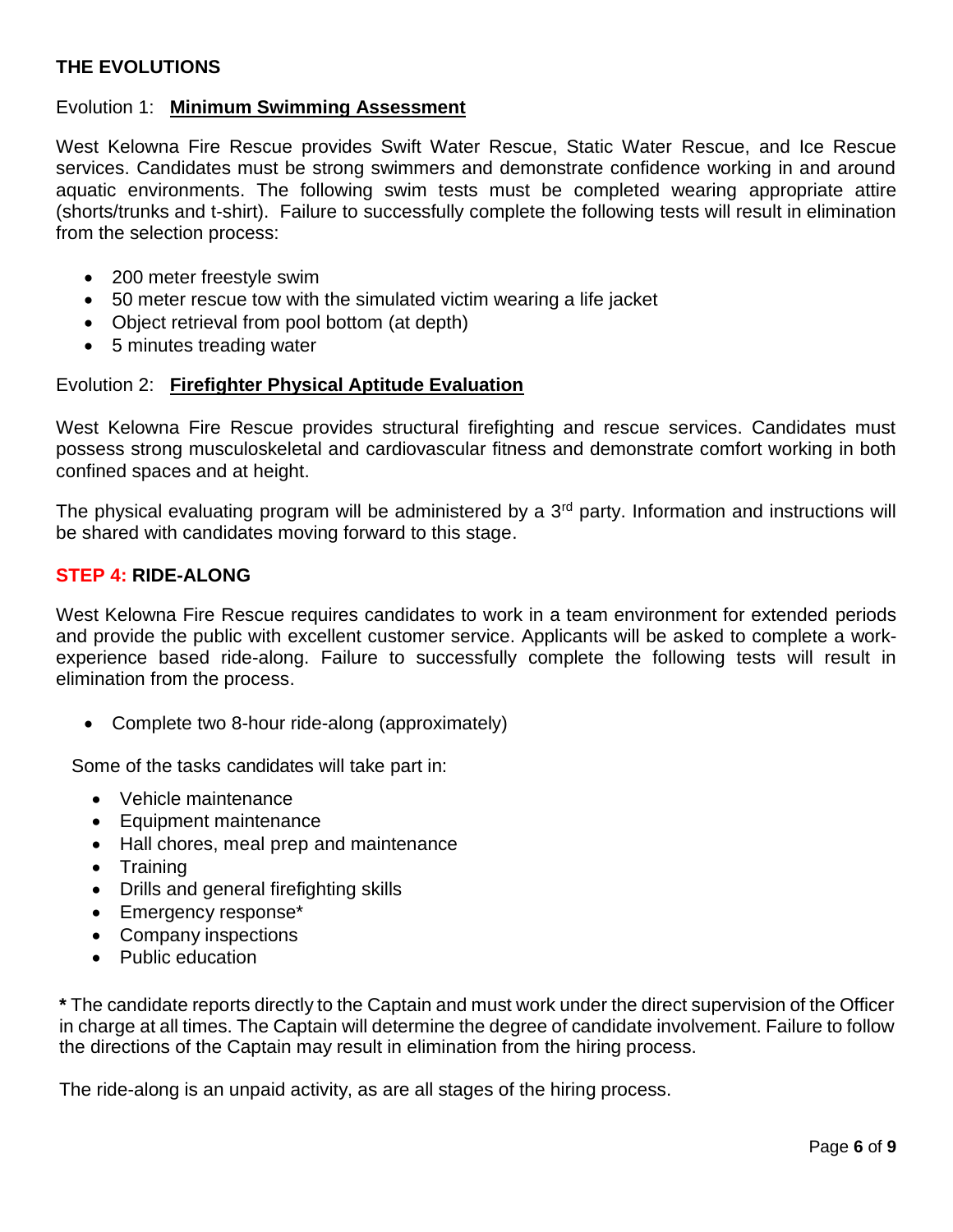## THE EVOLUTIONS

Evolution 1: **Minimum Swimming Assessment**

West Kelowna Fire Rescue provides Swift Water Rescue, Static Water Rescue, and Ice Rescue services. Candidates must be strong swimmers and demonstrate confidence working in and around aquatic environments. The following swim tests must be completed wearing appropriate attire (shorts/trunks and t-shirt). Failure to successfully complete the following tests will result in elimination from the selection process:

- 200 meter freestyle swim
- 50 meter rescue tow with the simulated victim wearing a life jacket
- Object retrieval from pool bottom (at depth)
- 5 minutes treading water

Evolution 2: **Firefighter Physical Aptitude Evaluation**

West Kelowna Fire Rescue provides structural firefighting and rescue services. Candidates must possess strong musculoskeletal and cardiovascular fitness and demonstrate comfort working in both confined spaces and at height.

The physical evaluating program will be administered by a 3rd party. Information and instructions will be shared with candidates moving forward to this stage.

## STEP 4: RIDE-ALONG

West Kelowna Fire Rescue requires candidates to work in a team environment for extended periods and provide the public with excellent customer service. Applicants will be asked to complete a work-experience based ride-along. Failure to successfully complete the following tests will result in elimination from the process.

- Complete two 8-hour ride-along (approximately)

Some of the tasks candidates will take part in:

- Vehicle maintenance
- Equipment maintenance
- Hall chores, meal prep and maintenance
- Training
- Drills and general firefighting skills
- Emergency response*
- Company inspections
- Public education

**\*** The candidate reports directly to the Captain and must work under the direct supervision of the Officer in charge at all times. The Captain will determine the degree of candidate involvement. Failure to follow the directions of the Captain may result in elimination from the hiring process.

The ride-along is an unpaid activity, as are all stages of the hiring process.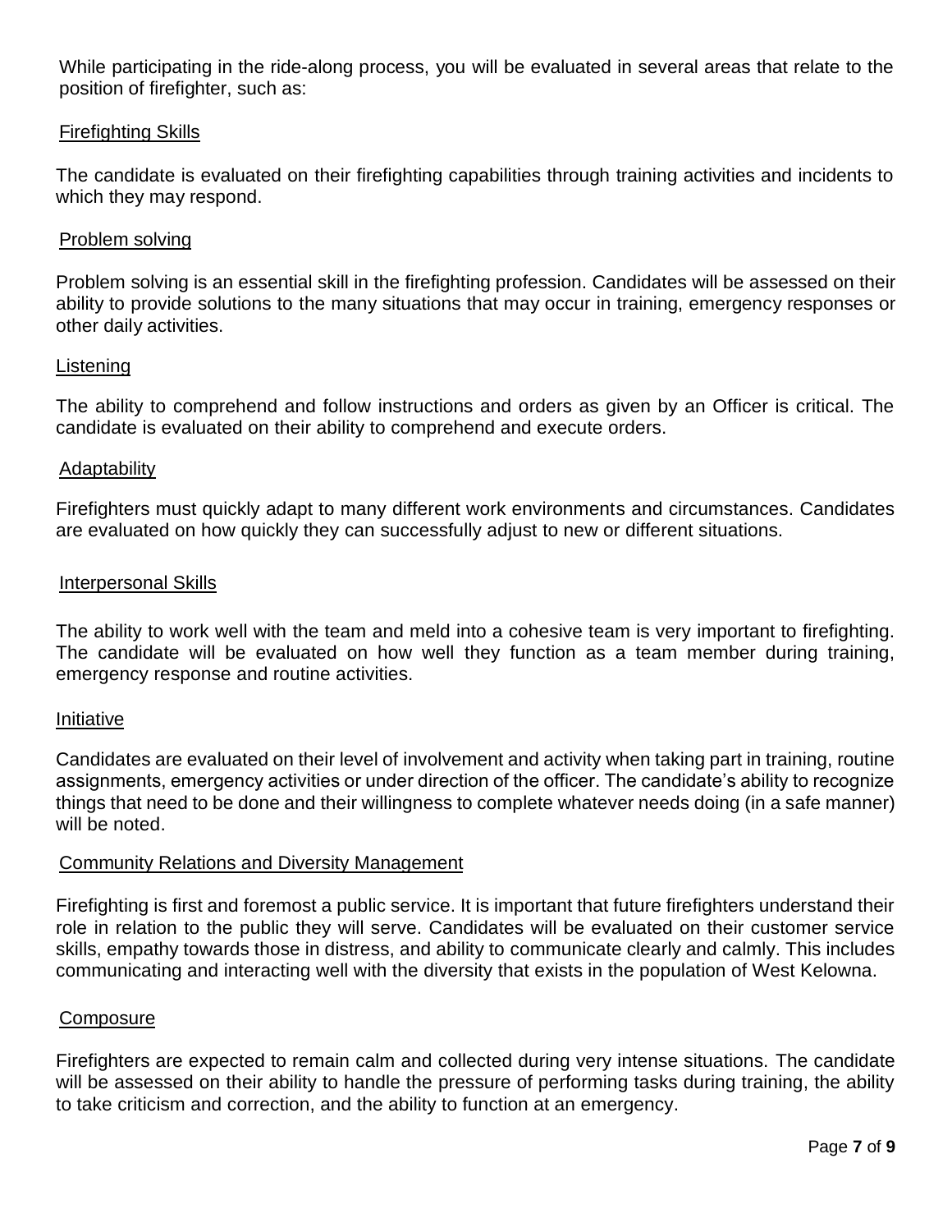While participating in the ride-along process, you will be evaluated in several areas that relate to the position of firefighter, such as:

### Firefighting Skills

The candidate is evaluated on their firefighting capabilities through training activities and incidents to which they may respond.

### Problem solving

Problem solving is an essential skill in the firefighting profession. Candidates will be assessed on their ability to provide solutions to the many situations that may occur in training, emergency responses or other daily activities.

### Listening

The ability to comprehend and follow instructions and orders as given by an Officer is critical. The candidate is evaluated on their ability to comprehend and execute orders.

### Adaptability

Firefighters must quickly adapt to many different work environments and circumstances. Candidates are evaluated on how quickly they can successfully adjust to new or different situations.

### Interpersonal Skills

The ability to work well with the team and meld into a cohesive team is very important to firefighting. The candidate will be evaluated on how well they function as a team member during training, emergency response and routine activities.

### Initiative

Candidates are evaluated on their level of involvement and activity when taking part in training, routine assignments, emergency activities or under direction of the officer. The candidate's ability to recognize things that need to be done and their willingness to complete whatever needs doing (in a safe manner) will be noted.

### Community Relations and Diversity Management

Firefighting is first and foremost a public service. It is important that future firefighters understand their role in relation to the public they will serve. Candidates will be evaluated on their customer service skills, empathy towards those in distress, and ability to communicate clearly and calmly. This includes communicating and interacting well with the diversity that exists in the population of West Kelowna.

### Composure

Firefighters are expected to remain calm and collected during very intense situations. The candidate will be assessed on their ability to handle the pressure of performing tasks during training, the ability to take criticism and correction, and the ability to function at an emergency.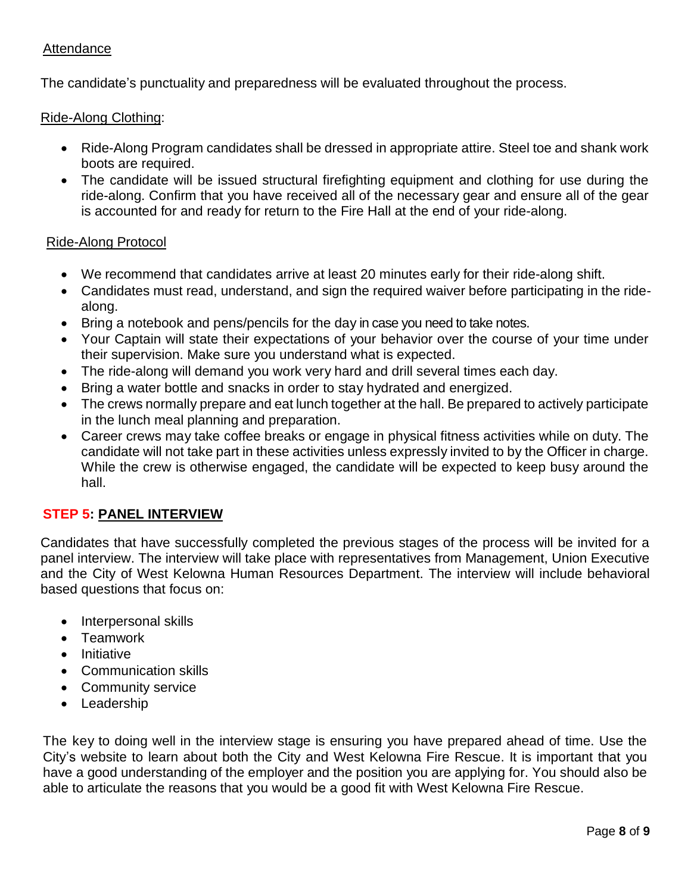Attendance

The candidate's punctuality and preparedness will be evaluated throughout the process.

Ride-Along Clothing:

- Ride-Along Program candidates shall be dressed in appropriate attire. Steel toe and shank work boots are required.
- The candidate will be issued structural firefighting equipment and clothing for use during the ride-along. Confirm that you have received all of the necessary gear and ensure all of the gear is accounted for and ready for return to the Fire Hall at the end of your ride-along.

Ride-Along Protocol

- We recommend that candidates arrive at least 20 minutes early for their ride-along shift.
- Candidates must read, understand, and sign the required waiver before participating in the ride-along.
- Bring a notebook and pens/pencils for the day in case you need to take notes.
- Your Captain will state their expectations of your behavior over the course of your time under their supervision. Make sure you understand what is expected.
- The ride-along will demand you work very hard and drill several times each day.
- Bring a water bottle and snacks in order to stay hydrated and energized.
- The crews normally prepare and eat lunch together at the hall. Be prepared to actively participate in the lunch meal planning and preparation.
- Career crews may take coffee breaks or engage in physical fitness activities while on duty. The candidate will not take part in these activities unless expressly invited to by the Officer in charge. While the crew is otherwise engaged, the candidate will be expected to keep busy around the hall.

## STEP 5: PANEL INTERVIEW

Candidates that have successfully completed the previous stages of the process will be invited for a panel interview. The interview will take place with representatives from Management, Union Executive and the City of West Kelowna Human Resources Department. The interview will include behavioral based questions that focus on:

- Interpersonal skills
- Teamwork
- Initiative
- Communication skills
- Community service
- Leadership

The key to doing well in the interview stage is ensuring you have prepared ahead of time. Use the City's website to learn about both the City and West Kelowna Fire Rescue. It is important that you have a good understanding of the employer and the position you are applying for. You should also be able to articulate the reasons that you would be a good fit with West Kelowna Fire Rescue.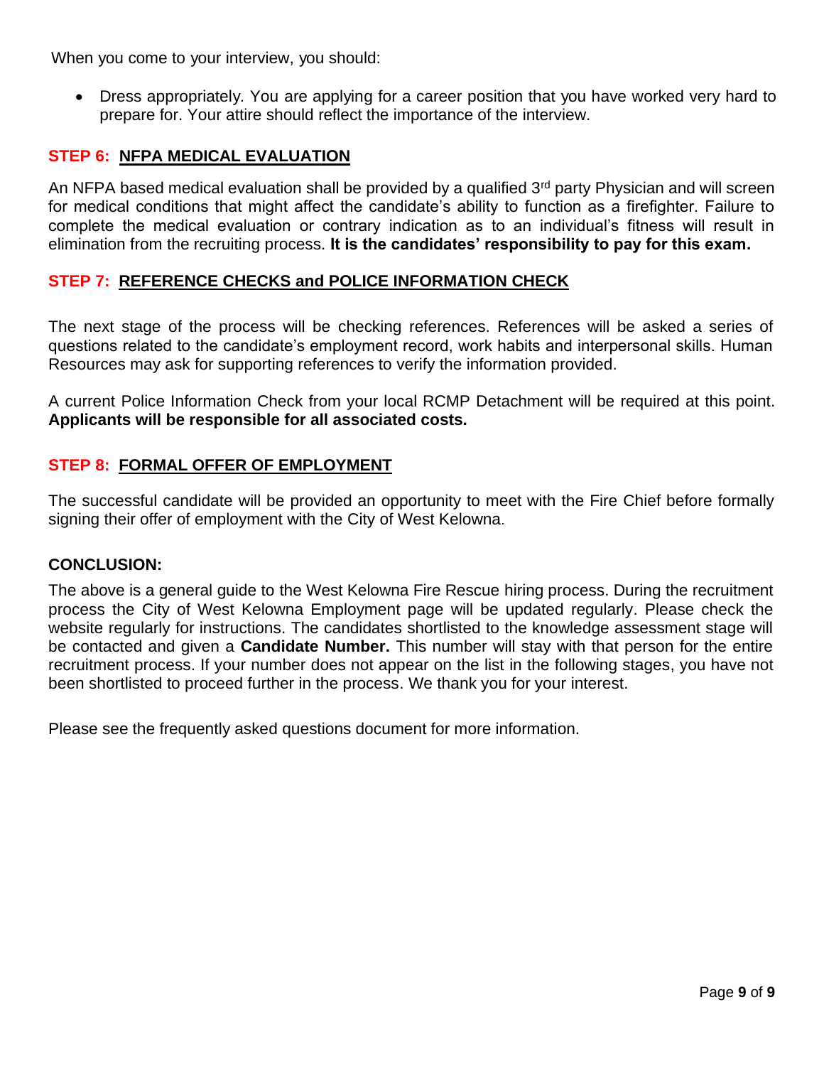When you come to your interview, you should:

- Dress appropriately. You are applying for a career position that you have worked very hard to prepare for. Your attire should reflect the importance of the interview.

### STEP 6: NFPA MEDICAL EVALUATION

An NFPA based medical evaluation shall be provided by a qualified 3rd party Physician and will screen for medical conditions that might affect the candidate's ability to function as a firefighter. Failure to complete the medical evaluation or contrary indication as to an individual's fitness will result in elimination from the recruiting process. **It is the candidates' responsibility to pay for this exam.**

### STEP 7: REFERENCE CHECKS and POLICE INFORMATION CHECK

The next stage of the process will be checking references. References will be asked a series of questions related to the candidate's employment record, work habits and interpersonal skills. Human Resources may ask for supporting references to verify the information provided.

A current Police Information Check from your local RCMP Detachment will be required at this point. **Applicants will be responsible for all associated costs.**

### STEP 8: FORMAL OFFER OF EMPLOYMENT

The successful candidate will be provided an opportunity to meet with the Fire Chief before formally signing their offer of employment with the City of West Kelowna.

### CONCLUSION:

The above is a general guide to the West Kelowna Fire Rescue hiring process. During the recruitment process the City of West Kelowna Employment page will be updated regularly. Please check the website regularly for instructions. The candidates shortlisted to the knowledge assessment stage will be contacted and given a **Candidate Number.** This number will stay with that person for the entire recruitment process. If your number does not appear on the list in the following stages, you have not been shortlisted to proceed further in the process. We thank you for your interest.

Please see the frequently asked questions document for more information.